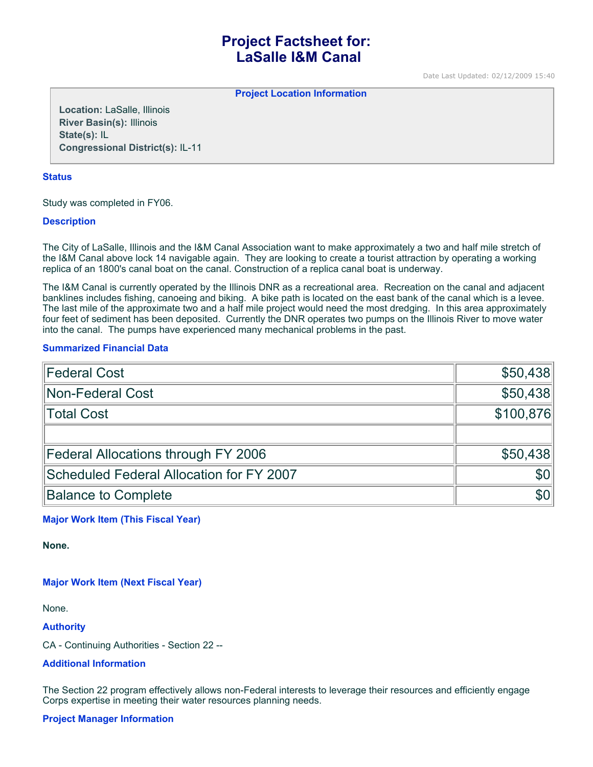# Project Factsheet for: LaSalle I&M Canal

Date Last Updated: 02/12/2009 15:40

### Project Location Information

**Location:** LaSalle, Illinois
**River Basin(s):** Illinois
**State(s):** IL
**Congressional District(s):** IL-11

### Status

Study was completed in FY06.

### Description

The City of LaSalle, Illinois and the I&M Canal Association want to make approximately a two and half mile stretch of the I&M Canal above lock 14 navigable again. They are looking to create a tourist attraction by operating a working replica of an 1800's canal boat on the canal. Construction of a replica canal boat is underway.

The I&M Canal is currently operated by the Illinois DNR as a recreational area. Recreation on the canal and adjacent banklines includes fishing, canoeing and biking. A bike path is located on the east bank of the canal which is a levee. The last mile of the approximate two and a half mile project would need the most dredging. In this area approximately four feet of sediment has been deposited. Currently the DNR operates two pumps on the Illinois River to move water into the canal. The pumps have experienced many mechanical problems in the past.

### Summarized Financial Data

| | |
|---|---:|
| Federal Cost | $50,438 |
| Non-Federal Cost | $50,438 |
| Total Cost | $100,876 |
| | |
| Federal Allocations through FY 2006 | $50,438 |
| Scheduled Federal Allocation for FY 2007 | $0 |
| Balance to Complete | $0 |

### Major Work Item (This Fiscal Year)

**None.**

### Major Work Item (Next Fiscal Year)

None.

### Authority

CA - Continuing Authorities - Section 22 --

### Additional Information

The Section 22 program effectively allows non-Federal interests to leverage their resources and efficiently engage Corps expertise in meeting their water resources planning needs.

### Project Manager Information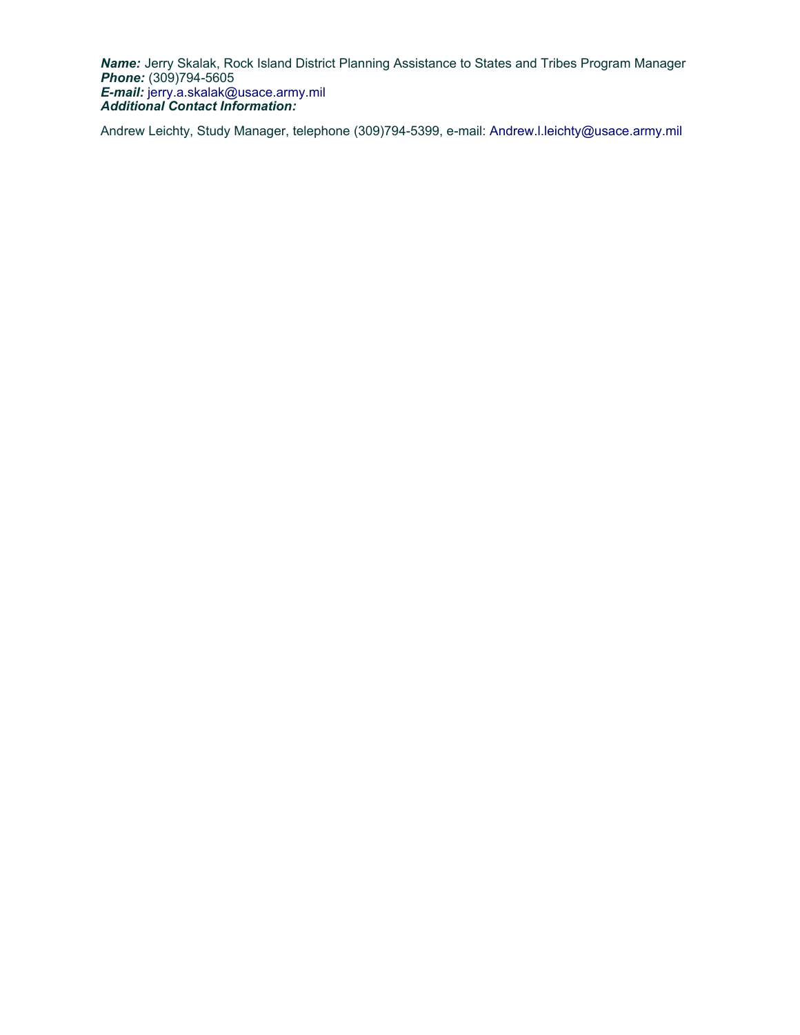***Name:*** Jerry Skalak, Rock Island District Planning Assistance to States and Tribes Program Manager
***Phone:*** (309)794-5605
***E-mail:*** jerry.a.skalak@usace.army.mil
***Additional Contact Information:***

Andrew Leichty, Study Manager, telephone (309)794-5399, e-mail: Andrew.l.leichty@usace.army.mil